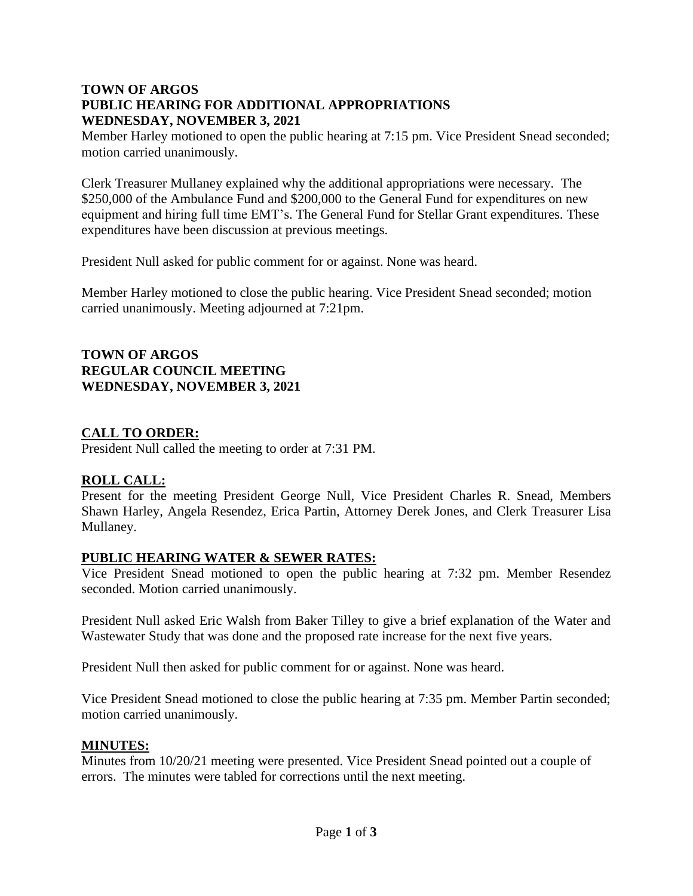**TOWN OF ARGOS**
**PUBLIC HEARING FOR ADDITIONAL APPROPRIATIONS**
**WEDNESDAY, NOVEMBER 3, 2021**

Member Harley motioned to open the public hearing at 7:15 pm. Vice President Snead seconded; motion carried unanimously.

Clerk Treasurer Mullaney explained why the additional appropriations were necessary. The $250,000 of the Ambulance Fund and $200,000 to the General Fund for expenditures on new equipment and hiring full time EMT's. The General Fund for Stellar Grant expenditures. These expenditures have been discussion at previous meetings.

President Null asked for public comment for or against. None was heard.

Member Harley motioned to close the public hearing. Vice President Snead seconded; motion carried unanimously. Meeting adjourned at 7:21pm.

**TOWN OF ARGOS**
**REGULAR COUNCIL MEETING**
**WEDNESDAY, NOVEMBER 3, 2021**

## CALL TO ORDER:

President Null called the meeting to order at 7:31 PM.

## ROLL CALL:

Present for the meeting President George Null, Vice President Charles R. Snead, Members Shawn Harley, Angela Resendez, Erica Partin, Attorney Derek Jones, and Clerk Treasurer Lisa Mullaney.

## PUBLIC HEARING WATER & SEWER RATES:

Vice President Snead motioned to open the public hearing at 7:32 pm. Member Resendez seconded. Motion carried unanimously.

President Null asked Eric Walsh from Baker Tilley to give a brief explanation of the Water and Wastewater Study that was done and the proposed rate increase for the next five years.

President Null then asked for public comment for or against. None was heard.

Vice President Snead motioned to close the public hearing at 7:35 pm. Member Partin seconded; motion carried unanimously.

## MINUTES:

Minutes from 10/20/21 meeting were presented. Vice President Snead pointed out a couple of errors. The minutes were tabled for corrections until the next meeting.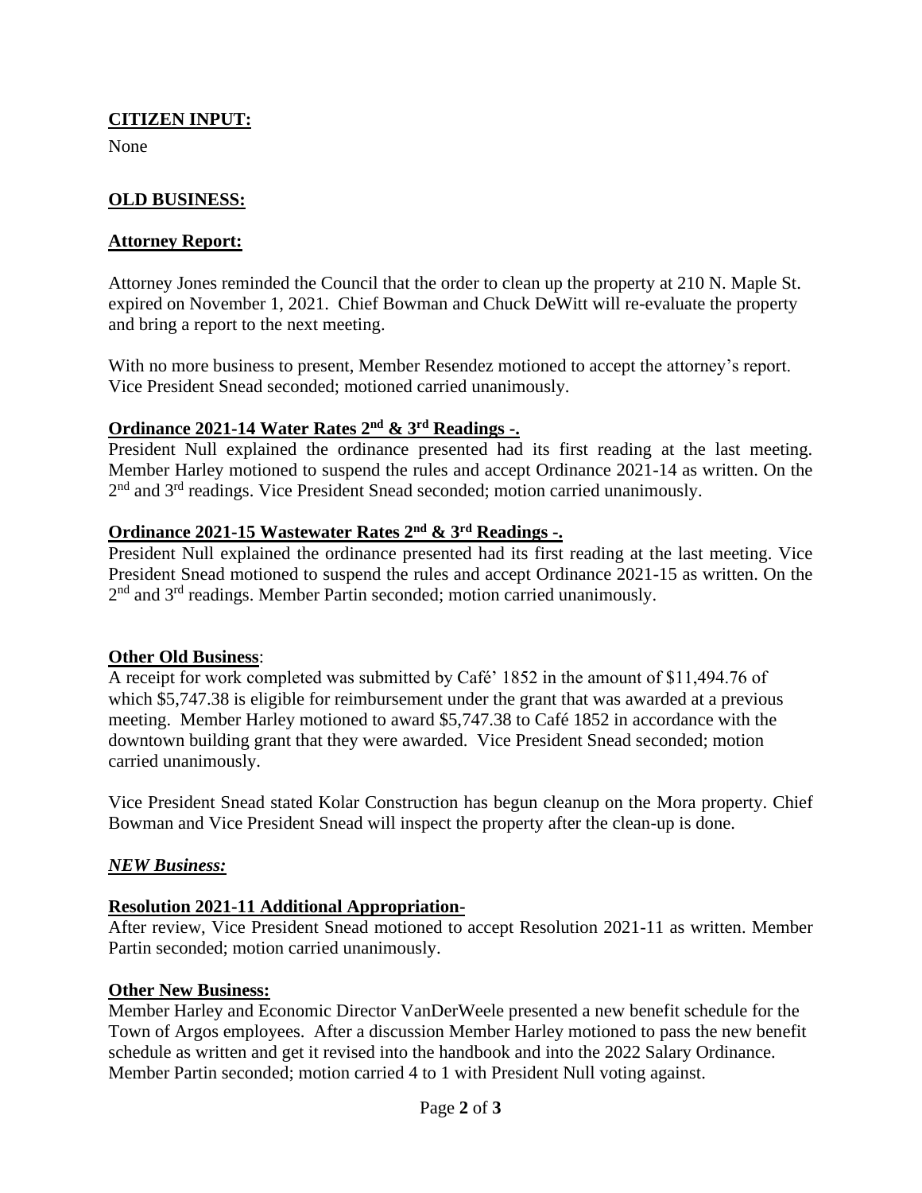**CITIZEN INPUT:**

None

**OLD BUSINESS:**

**Attorney Report:**

Attorney Jones reminded the Council that the order to clean up the property at 210 N. Maple St. expired on November 1, 2021. Chief Bowman and Chuck DeWitt will re-evaluate the property and bring a report to the next meeting.

With no more business to present, Member Resendez motioned to accept the attorney's report. Vice President Snead seconded; motioned carried unanimously.

**Ordinance 2021-14 Water Rates 2nd & 3rd Readings -.**

President Null explained the ordinance presented had its first reading at the last meeting. Member Harley motioned to suspend the rules and accept Ordinance 2021-14 as written. On the 2nd and 3rd readings. Vice President Snead seconded; motion carried unanimously.

**Ordinance 2021-15 Wastewater Rates 2nd & 3rd Readings -.**

President Null explained the ordinance presented had its first reading at the last meeting. Vice President Snead motioned to suspend the rules and accept Ordinance 2021-15 as written. On the 2nd and 3rd readings. Member Partin seconded; motion carried unanimously.

**Other Old Business**:

A receipt for work completed was submitted by Café' 1852 in the amount of $11,494.76 of which $5,747.38 is eligible for reimbursement under the grant that was awarded at a previous meeting. Member Harley motioned to award $5,747.38 to Café 1852 in accordance with the downtown building grant that they were awarded. Vice President Snead seconded; motion carried unanimously.

Vice President Snead stated Kolar Construction has begun cleanup on the Mora property. Chief Bowman and Vice President Snead will inspect the property after the clean-up is done.

***NEW Business:***

**Resolution 2021-11 Additional Appropriation-**

After review, Vice President Snead motioned to accept Resolution 2021-11 as written. Member Partin seconded; motion carried unanimously.

**Other New Business:**

Member Harley and Economic Director VanDerWeele presented a new benefit schedule for the Town of Argos employees. After a discussion Member Harley motioned to pass the new benefit schedule as written and get it revised into the handbook and into the 2022 Salary Ordinance. Member Partin seconded; motion carried 4 to 1 with President Null voting against.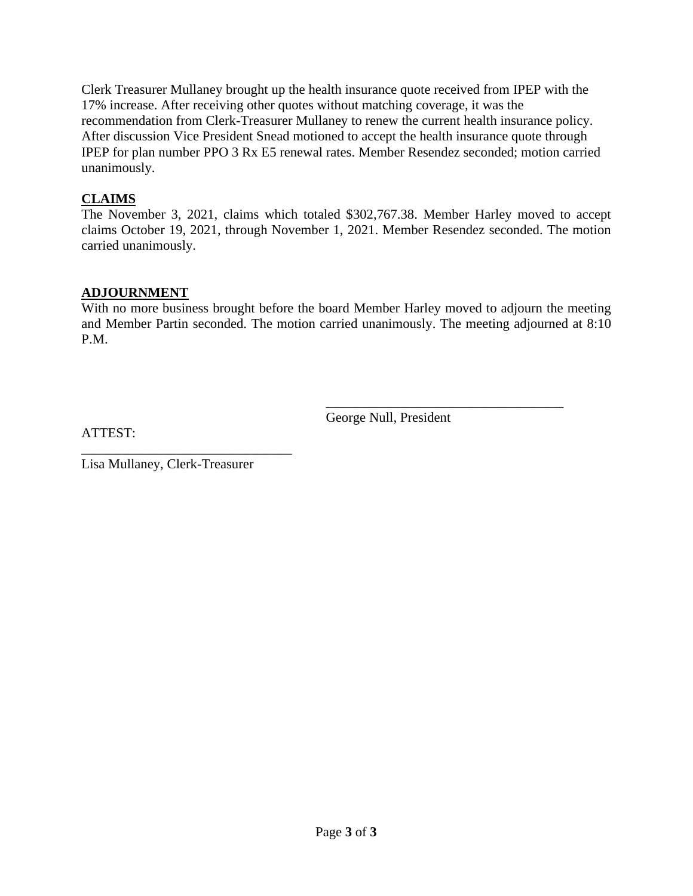Clerk Treasurer Mullaney brought up the health insurance quote received from IPEP with the 17% increase. After receiving other quotes without matching coverage, it was the recommendation from Clerk-Treasurer Mullaney to renew the current health insurance policy. After discussion Vice President Snead motioned to accept the health insurance quote through IPEP for plan number PPO 3 Rx E5 renewal rates. Member Resendez seconded; motion carried unanimously.

## CLAIMS

The November 3, 2021, claims which totaled $302,767.38. Member Harley moved to accept claims October 19, 2021, through November 1, 2021. Member Resendez seconded. The motion carried unanimously.

## ADJOURNMENT

With no more business brought before the board Member Harley moved to adjourn the meeting and Member Partin seconded. The motion carried unanimously. The meeting adjourned at 8:10 P.M.

\_\_\_\_\_\_\_\_\_\_\_\_\_\_\_\_\_\_\_\_\_\_\_\_\_\_\_\_\_\_\_\_\_\_\_

George Null, President

ATTEST:

\_\_\_\_\_\_\_\_\_\_\_\_\_\_\_\_\_\_\_\_\_\_\_\_\_\_\_\_\_\_\_\_\_\_\_

Lisa Mullaney, Clerk-Treasurer